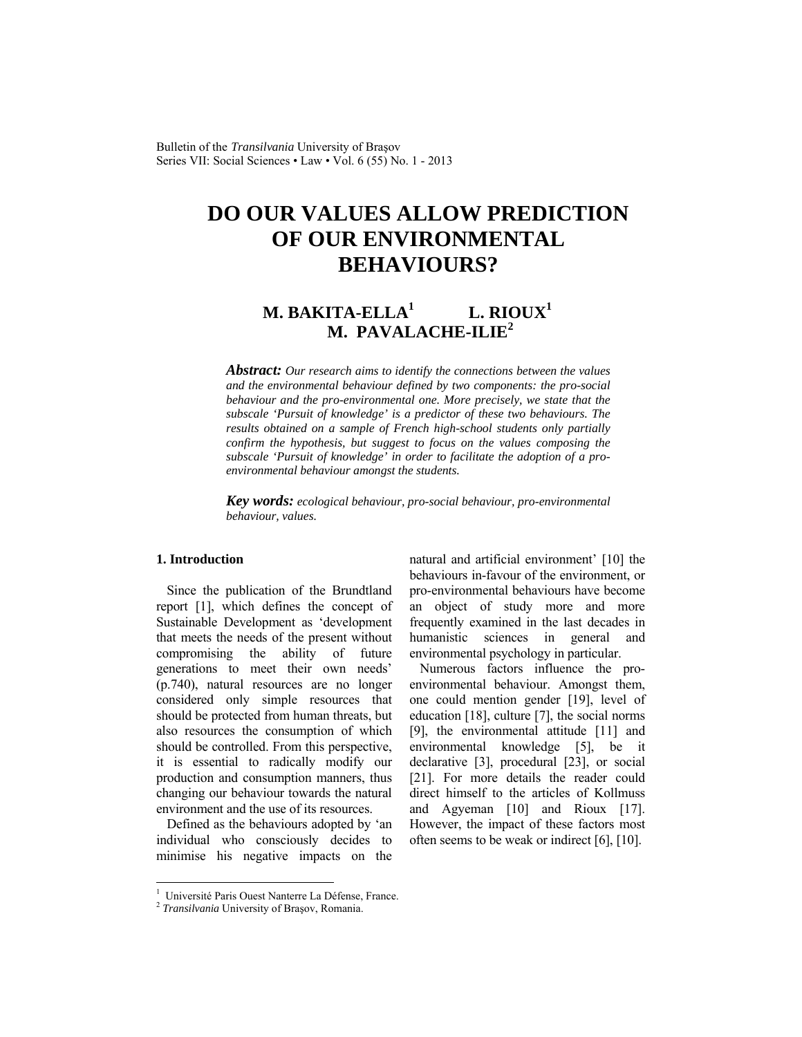# DO OUR VALUES ALLOW PREDICTION OF OUR ENVIRONMENTAL BEHAVIOURS?

**M. BAKITA-ELLA[1] L. RIOUX[1] M. PAVALACHE-ILIE[2]**

***Abstract:*** *Our research aims to identify the connections between the values and the environmental behaviour defined by two components: the pro-social behaviour and the pro-environmental one. More precisely, we state that the subscale 'Pursuit of knowledge' is a predictor of these two behaviours. The results obtained on a sample of French high-school students only partially confirm the hypothesis, but suggest to focus on the values composing the subscale 'Pursuit of knowledge' in order to facilitate the adoption of a pro-environmental behaviour amongst the students.*

***Key words:*** *ecological behaviour, pro-social behaviour, pro-environmental behaviour, values.*

## 1. Introduction

Since the publication of the Brundtland report [1], which defines the concept of Sustainable Development as 'development that meets the needs of the present without compromising the ability of future generations to meet their own needs' (p.740), natural resources are no longer considered only simple resources that should be protected from human threats, but also resources the consumption of which should be controlled. From this perspective, it is essential to radically modify our production and consumption manners, thus changing our behaviour towards the natural environment and the use of its resources.

Defined as the behaviours adopted by 'an individual who consciously decides to minimise his negative impacts on the natural and artificial environment' [10] the behaviours in-favour of the environment, or pro-environmental behaviours have become an object of study more and more frequently examined in the last decades in humanistic sciences in general and environmental psychology in particular.

Numerous factors influence the pro-environmental behaviour. Amongst them, one could mention gender [19], level of education [18], culture [7], the social norms [9], the environmental attitude [11] and environmental knowledge [5], be it declarative [3], procedural [23], or social [21]. For more details the reader could direct himself to the articles of Kollmuss and Agyeman [10] and Rioux [17]. However, the impact of these factors most often seems to be weak or indirect [6], [10].

[1] Université Paris Ouest Nanterre La Défense, France.
[2] *Transilvania* University of Braşov, Romania.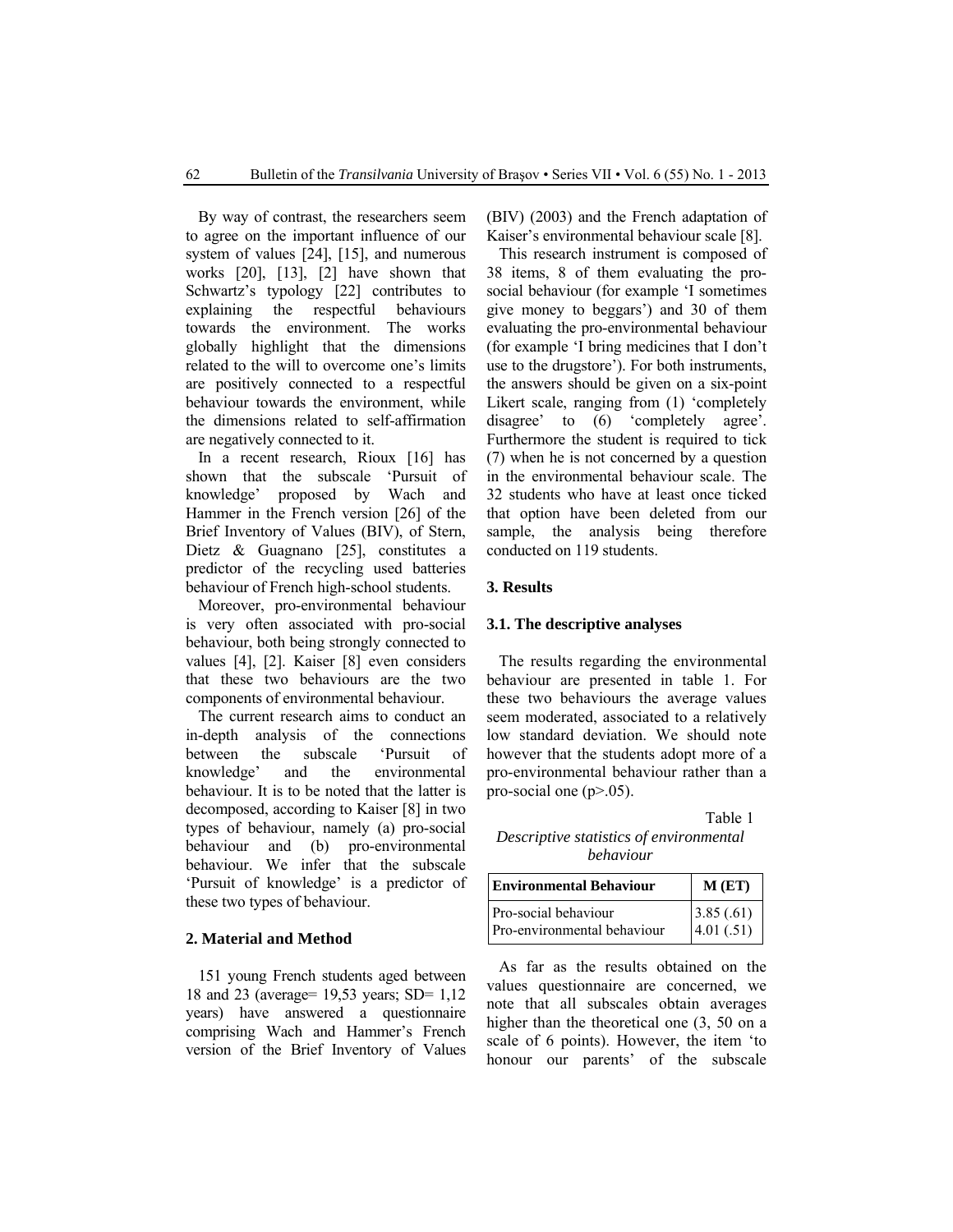By way of contrast, the researchers seem to agree on the important influence of our system of values [24], [15], and numerous works [20], [13], [2] have shown that Schwartz's typology [22] contributes to explaining the respectful behaviours towards the environment. The works globally highlight that the dimensions related to the will to overcome one's limits are positively connected to a respectful behaviour towards the environment, while the dimensions related to self-affirmation are negatively connected to it.

In a recent research, Rioux [16] has shown that the subscale 'Pursuit of knowledge' proposed by Wach and Hammer in the French version [26] of the Brief Inventory of Values (BIV), of Stern, Dietz & Guagnano [25], constitutes a predictor of the recycling used batteries behaviour of French high-school students.

Moreover, pro-environmental behaviour is very often associated with pro-social behaviour, both being strongly connected to values [4], [2]. Kaiser [8] even considers that these two behaviours are the two components of environmental behaviour.

The current research aims to conduct an in-depth analysis of the connections between the subscale 'Pursuit of knowledge' and the environmental behaviour. It is to be noted that the latter is decomposed, according to Kaiser [8] in two types of behaviour, namely (a) pro-social behaviour and (b) pro-environmental behaviour. We infer that the subscale 'Pursuit of knowledge' is a predictor of these two types of behaviour.

## 2. Material and Method

151 young French students aged between 18 and 23 (average= 19,53 years; SD= 1,12 years) have answered a questionnaire comprising Wach and Hammer's French version of the Brief Inventory of Values (BIV) (2003) and the French adaptation of Kaiser's environmental behaviour scale [8].

This research instrument is composed of 38 items, 8 of them evaluating the pro-social behaviour (for example 'I sometimes give money to beggars') and 30 of them evaluating the pro-environmental behaviour (for example 'I bring medicines that I don't use to the drugstore'). For both instruments, the answers should be given on a six-point Likert scale, ranging from (1) 'completely disagree' to (6) 'completely agree'. Furthermore the student is required to tick (7) when he is not concerned by a question in the environmental behaviour scale. The 32 students who have at least once ticked that option have been deleted from our sample, the analysis being therefore conducted on 119 students.

## 3. Results

### 3.1. The descriptive analyses

The results regarding the environmental behaviour are presented in table 1. For these two behaviours the average values seem moderated, associated to a relatively low standard deviation. We should note however that the students adopt more of a pro-environmental behaviour rather than a pro-social one ($p>.05$).

Table 1

*Descriptive statistics of environmental behaviour*

| Environmental Behaviour | M (ET) |
|---|---|
| Pro-social behaviour | 3.85 (.61) |
| Pro-environmental behaviour | 4.01 (.51) |

As far as the results obtained on the values questionnaire are concerned, we note that all subscales obtain averages higher than the theoretical one (3, 50 on a scale of 6 points). However, the item 'to honour our parents' of the subscale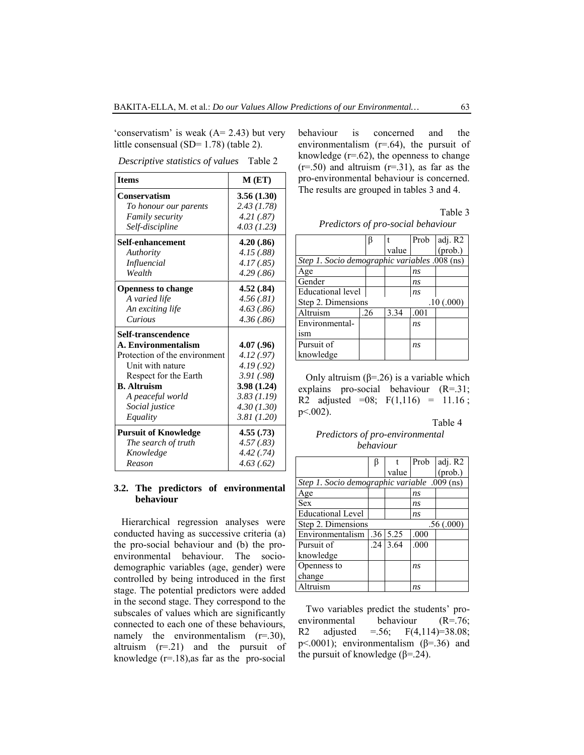'conservatism' is weak (A= 2.43) but very little consensual (SD= 1.78) (table 2).

*Descriptive statistics of values* Table 2

| Items | M (ET) |
|---|---|
| **Conservatism** | **3.56 (1.30)** |
| *To honour our parents* | *2.43 (1.78)* |
| *Family security* | *4.21 (.87)* |
| *Self-discipline* | *4.03 (1.23)* |
| **Self-enhancement** | **4.20 (.86)** |
| *Authority* | *4.15 (.88)* |
| *Influencial* | *4.17 (.85)* |
| *Wealth* | *4.29 (.86)* |
| **Openness to change** | **4.52 (.84)** |
| *A varied life* | *4.56 (.81)* |
| *An exciting life* | *4.63 (.86)* |
| *Curious* | *4.36 (.86)* |
| **Self-transcendence** | |
| **A. Environmentalism** | **4.07 (.96)** |
| Protection of the environment | *4.12 (.97)* |
| Unit with nature | *4.19 (.92)* |
| Respect for the Earth | *3.91 (.98)* |
| **B. Altruism** | **3.98 (1.24)** |
| *A peaceful world* | *3.83 (1.19)* |
| *Social justice* | *4.30 (1.30)* |
| *Equality* | *3.81 (1.20)* |
| **Pursuit of Knowledge** | **4.55 (.73)** |
| *The search of truth* | *4.57 (.83)* |
| *Knowledge* | *4.42 (.74)* |
| *Reason* | *4.63 (.62)* |

### 3.2. The predictors of environmental behaviour

Hierarchical regression analyses were conducted having as successive criteria (a) the pro-social behaviour and (b) the pro-environmental behaviour. The socio-demographic variables (age, gender) were controlled by being introduced in the first stage. The potential predictors were added in the second stage. They correspond to the subscales of values which are significantly connected to each one of these behaviours, namely the environmentalism (r=.30), altruism (r=.21) and the pursuit of knowledge (r=.18), as far as the pro-social behaviour is concerned and the environmentalism (r=.64), the pursuit of knowledge (r=.62), the openness to change (r=.50) and altruism (r=.31), as far as the pro-environmental behaviour is concerned. The results are grouped in tables 3 and 4.

Table 3

*Predictors of pro-social behaviour*

| | β | t value | Prob | adj. R2 (prob.) |
|---|---|---|---|---|
| *Step 1. Socio demographic variables* | | | | .008 (ns) |
| Age | | | *ns* | |
| Gender | | | *ns* | |
| Educational level | | | *ns* | |
| Step 2. Dimensions | | | | .10 (.000) |
| Altruism | .26 | 3.34 | .001 | |
| Environmentalism | | | *ns* | |
| Pursuit of knowledge | | | *ns* | |

Only altruism (β=.26) is a variable which explains pro-social behaviour (R=.31; R2 adjusted =08; F(1,116) = 11.16 ; p<.002).

Table 4

*Predictors of pro-environmental behaviour*

| | β | t value | Prob | adj. R2 (prob.) |
|---|---|---|---|---|
| *Step 1. Socio demographic variable* | | | | .009 (ns) |
| Age | | | *ns* | |
| Sex | | | *ns* | |
| Educational Level | | | *ns* | |
| Step 2. Dimensions | | | | .56 (.000) |
| Environmentalism | .36 | 5.25 | .000 | |
| Pursuit of knowledge | .24 | 3.64 | .000 | |
| Openness to change | | | *ns* | |
| Altruism | | | *ns* | |

Two variables predict the students' pro-environmental behaviour (R=.76; R2 adjusted =.56; F(4,114)=38.08; p<.0001); environmentalism (β=.36) and the pursuit of knowledge (β=.24).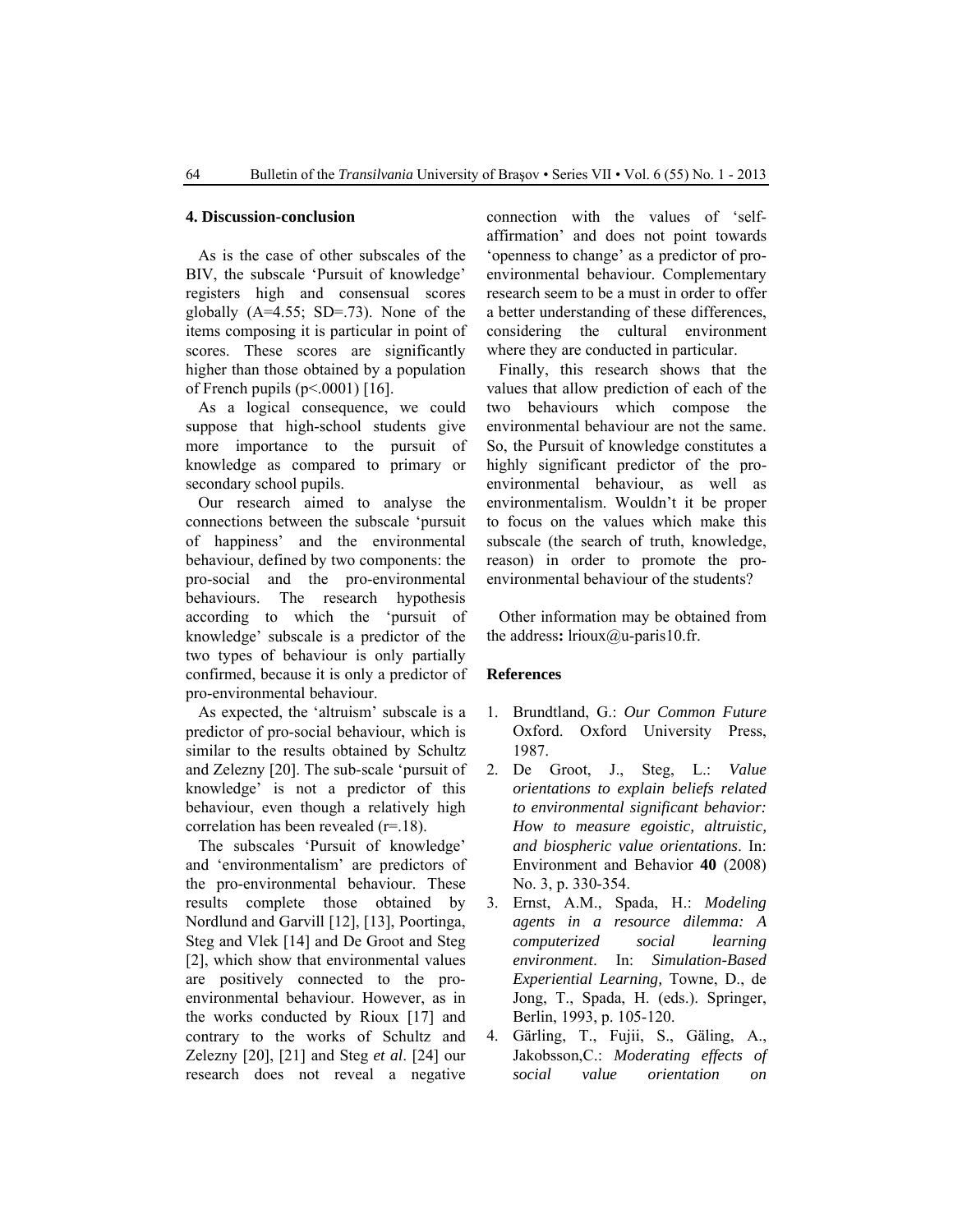## 4. Discussion-conclusion

As is the case of other subscales of the BIV, the subscale 'Pursuit of knowledge' registers high and consensual scores globally (A=4.55; SD=.73). None of the items composing it is particular in point of scores. These scores are significantly higher than those obtained by a population of French pupils ($p<.0001$) [16].

As a logical consequence, we could suppose that high-school students give more importance to the pursuit of knowledge as compared to primary or secondary school pupils.

Our research aimed to analyse the connections between the subscale 'pursuit of happiness' and the environmental behaviour, defined by two components: the pro-social and the pro-environmental behaviours. The research hypothesis according to which the 'pursuit of knowledge' subscale is a predictor of the two types of behaviour is only partially confirmed, because it is only a predictor of pro-environmental behaviour.

As expected, the 'altruism' subscale is a predictor of pro-social behaviour, which is similar to the results obtained by Schultz and Zelezny [20]. The sub-scale 'pursuit of knowledge' is not a predictor of this behaviour, even though a relatively high correlation has been revealed ($r=.18$).

The subscales 'Pursuit of knowledge' and 'environmentalism' are predictors of the pro-environmental behaviour. These results complete those obtained by Nordlund and Garvill [12], [13], Poortinga, Steg and Vlek [14] and De Groot and Steg [2], which show that environmental values are positively connected to the pro-environmental behaviour. However, as in the works conducted by Rioux [17] and contrary to the works of Schultz and Zelezny [20], [21] and Steg *et al*. [24] our research does not reveal a negative connection with the values of 'self-affirmation' and does not point towards 'openness to change' as a predictor of pro-environmental behaviour. Complementary research seem to be a must in order to offer a better understanding of these differences, considering the cultural environment where they are conducted in particular.

Finally, this research shows that the values that allow prediction of each of the two behaviours which compose the environmental behaviour are not the same. So, the Pursuit of knowledge constitutes a highly significant predictor of the pro-environmental behaviour, as well as environmentalism. Wouldn't it be proper to focus on the values which make this subscale (the search of truth, knowledge, reason) in order to promote the pro-environmental behaviour of the students?

Other information may be obtained from the address**:** lrioux@u-paris10.fr.

## References

1. Brundtland, G.: *Our Common Future* Oxford. Oxford University Press, 1987.
2. De Groot, J., Steg, L.: *Value orientations to explain beliefs related to environmental significant behavior: How to measure egoistic, altruistic, and biospheric value orientations*. In: Environment and Behavior **40** (2008) No. 3, p. 330-354.
3. Ernst, A.M., Spada, H.: *Modeling agents in a resource dilemma: A computerized social learning environment*. In: *Simulation-Based Experiential Learning,* Towne, D., de Jong, T., Spada, H. (eds.). Springer, Berlin, 1993, p. 105-120.
4. Gärling, T., Fujii, S., Gäling, A., Jakobsson,C.: *Moderating effects of social value orientation on*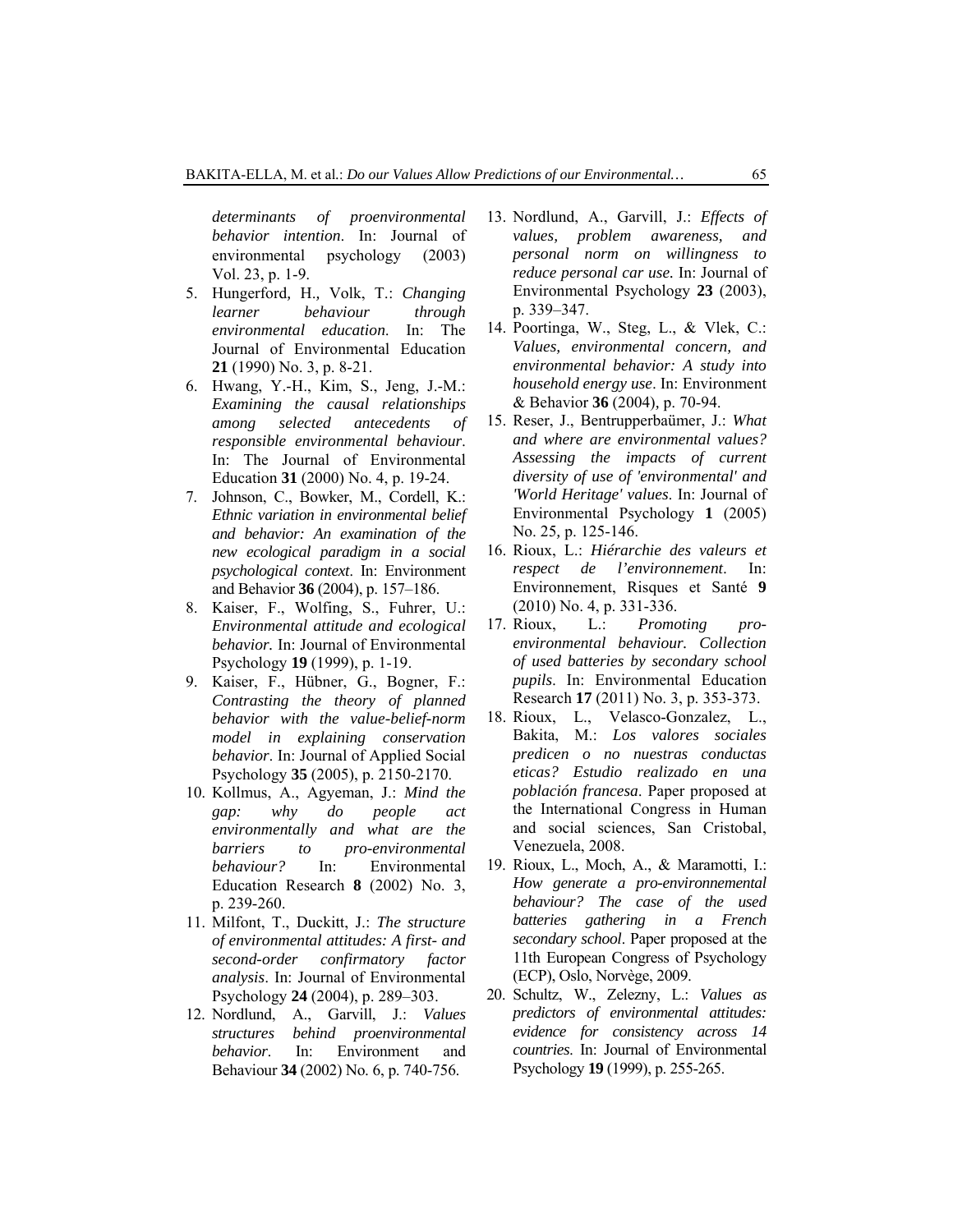*determinants of proenvironmental behavior intention*. In: Journal of environmental psychology (2003) Vol. 23, p. 1-9.

5. Hungerford, H., Volk, T.: *Changing learner behaviour through environmental education*. In: The Journal of Environmental Education **21** (1990) No. 3, p. 8-21.
6. Hwang, Y.-H., Kim, S., Jeng, J.-M.: *Examining the causal relationships among selected antecedents of responsible environmental behaviour*. In: The Journal of Environmental Education **31** (2000) No. 4, p. 19-24.
7. Johnson, C., Bowker, M., Cordell, K.: *Ethnic variation in environmental belief and behavior: An examination of the new ecological paradigm in a social psychological context*. In: Environment and Behavior **36** (2004), p. 157–186.
8. Kaiser, F., Wolfing, S., Fuhrer, U.: *Environmental attitude and ecological behavior.* In: Journal of Environmental Psychology **19** (1999), p. 1-19.
9. Kaiser, F., Hübner, G., Bogner, F.: *Contrasting the theory of planned behavior with the value-belief-norm model in explaining conservation behavior*. In: Journal of Applied Social Psychology **35** (2005), p. 2150-2170.
10. Kollmus, A., Agyeman, J.: *Mind the gap: why do people act environmentally and what are the barriers to pro-environmental behaviour?* In: Environmental Education Research **8** (2002) No. 3, p. 239-260.
11. Milfont, T., Duckitt, J.: *The structure of environmental attitudes: A first- and second-order confirmatory factor analysis*. In: Journal of Environmental Psychology **24** (2004), p. 289–303.
12. Nordlund, A., Garvill, J.: *Values structures behind proenvironmental behavior*. In: Environment and Behaviour **34** (2002) No. 6, p. 740-756.
13. Nordlund, A., Garvill, J.: *Effects of values, problem awareness, and personal norm on willingness to reduce personal car use.* In: Journal of Environmental Psychology **23** (2003), p. 339–347.
14. Poortinga, W., Steg, L., & Vlek, C.: *Values, environmental concern, and environmental behavior: A study into household energy use*. In: Environment & Behavior **36** (2004), p. 70-94.
15. Reser, J., Bentrupperbaümer, J.: *What and where are environmental values? Assessing the impacts of current diversity of use of 'environmental' and 'World Heritage' values*. In: Journal of Environmental Psychology **1** (2005) No. 25, p. 125-146.
16. Rioux, L.: *Hiérarchie des valeurs et respect de l'environnement*. In: Environnement, Risques et Santé **9** (2010) No. 4, p. 331-336.
17. Rioux, L.: *Promoting pro-environmental behaviour. Collection of used batteries by secondary school pupils*. In: Environmental Education Research **17** (2011) No. 3, p. 353-373.
18. Rioux, L., Velasco-Gonzalez, L., Bakita, M.: *Los valores sociales predicen o no nuestras conductas eticas? Estudio realizado en una población francesa*. Paper proposed at the International Congress in Human and social sciences, San Cristobal, Venezuela, 2008.
19. Rioux, L., Moch, A., & Maramotti, I.: *How generate a pro-environnemental behaviour? The case of the used batteries gathering in a French secondary school*. Paper proposed at the 11th European Congress of Psychology (ECP), Oslo, Norvège, 2009.
20. Schultz, W., Zelezny, L.: *Values as predictors of environmental attitudes: evidence for consistency across 14 countries.* In: Journal of Environmental Psychology **19** (1999), p. 255-265.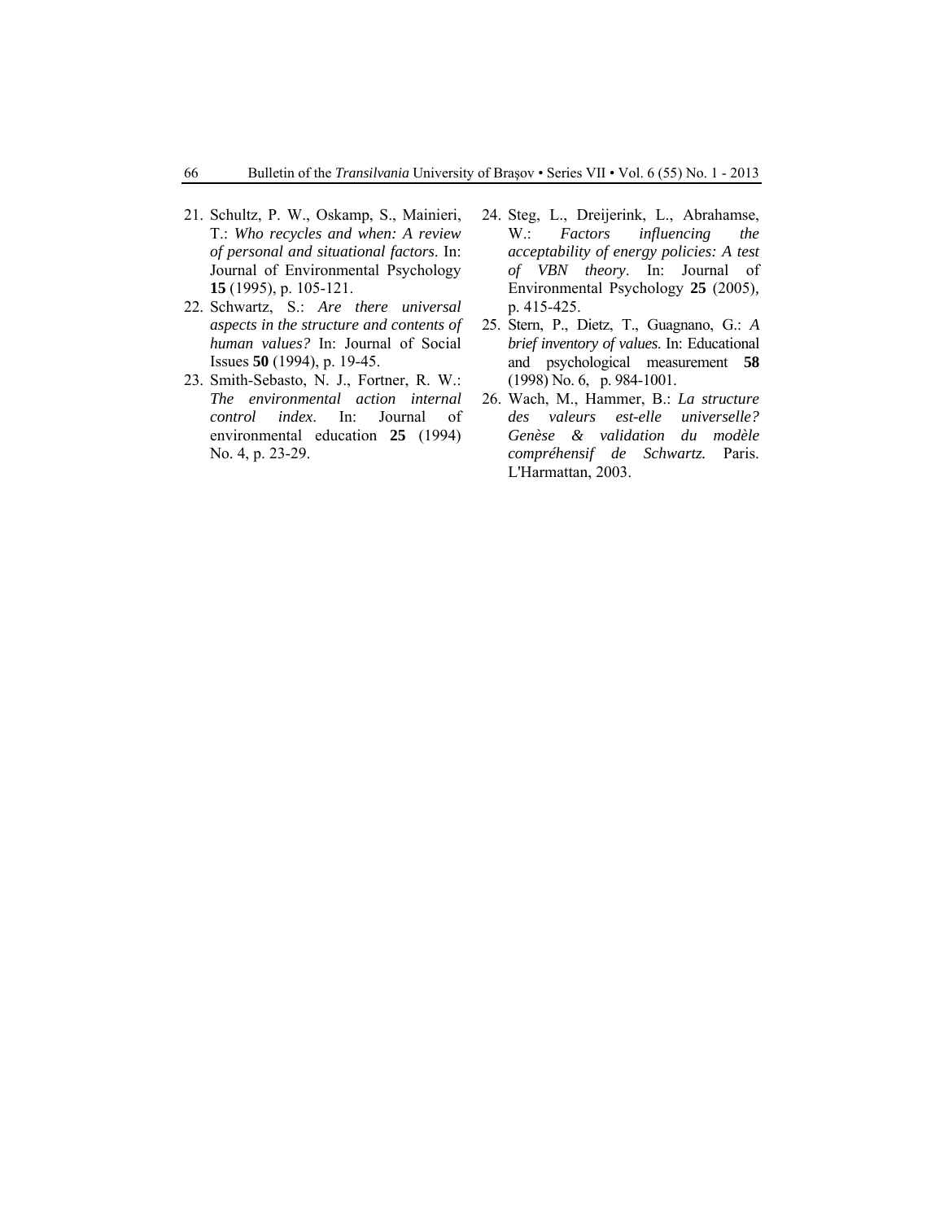21. Schultz, P. W., Oskamp, S., Mainieri, T.: *Who recycles and when: A review of personal and situational factors*. In: Journal of Environmental Psychology **15** (1995), p. 105-121.
22. Schwartz, S.: *Are there universal aspects in the structure and contents of human values?* In: Journal of Social Issues **50** (1994), p. 19-45.
23. Smith-Sebasto, N. J., Fortner, R. W.: *The environmental action internal control index*. In: Journal of environmental education **25** (1994) No. 4, p. 23-29.
24. Steg, L., Dreijerink, L., Abrahamse, W.: *Factors influencing the acceptability of energy policies: A test of VBN theory*. In: Journal of Environmental Psychology **25** (2005), p. 415-425.
25. Stern, P., Dietz, T., Guagnano, G.: *A brief inventory of values.* In: Educational and psychological measurement **58** (1998) No. 6, p. 984-1001.
26. Wach, M., Hammer, B.: *La structure des valeurs est-elle universelle? Genèse & validation du modèle compréhensif de Schwartz.* Paris. L'Harmattan, 2003.